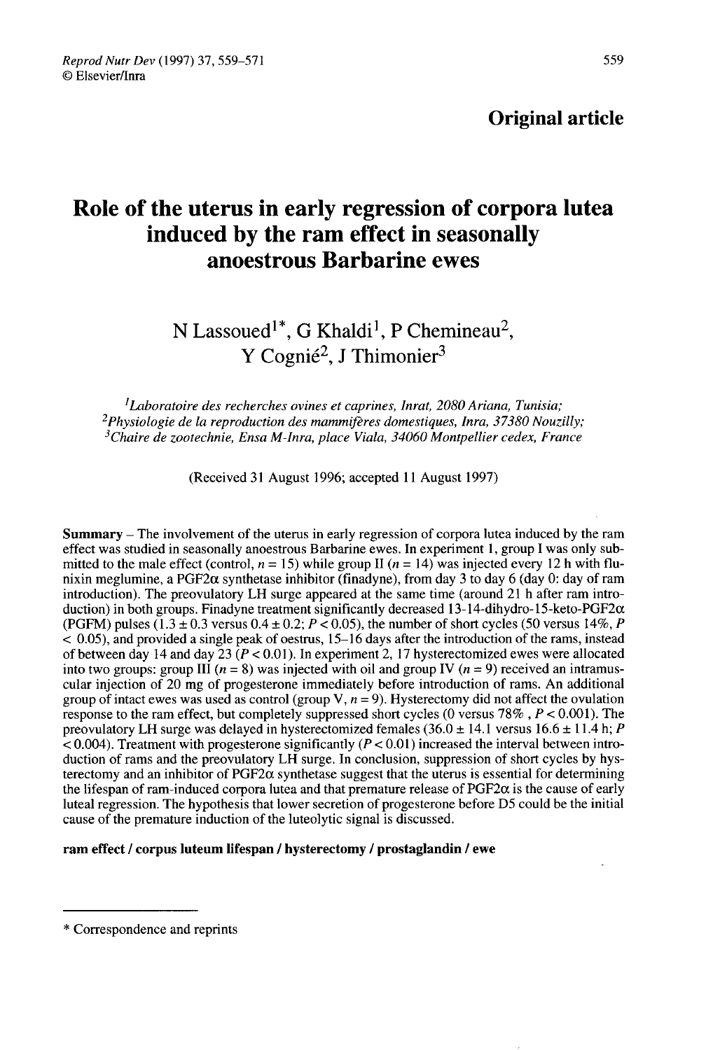**Original article**

# Role of the uterus in early regression of corpora lutea induced by the ram effect in seasonally anoestrous Barbarine ewes

N Lassoued[1*], G Khaldi[1], P Chemineau[2], Y Cognié[2], J Thimonier[3]

[1]*Laboratoire des recherches ovines et caprines, Inrat, 2080 Ariana, Tunisia;*
[2]*Physiologie de la reproduction des mammifères domestiques, Inra, 37380 Nouzilly;*
[3]*Chaire de zootechnie, Ensa M-Inra, place Viala, 34060 Montpellier cedex, France*

(Received 31 August 1996; accepted 11 August 1997)

**Summary** – The involvement of the uterus in early regression of corpora lutea induced by the ram effect was studied in seasonally anoestrous Barbarine ewes. In experiment 1, group I was only submitted to the male effect (control, $n = 15$) while group II ($n = 14$) was injected every 12 h with flunixin meglumine, a PGF2$\alpha$ synthetase inhibitor (finadyne), from day 3 to day 6 (day 0: day of ram introduction). The preovulatory LH surge appeared at the same time (around 21 h after ram introduction) in both groups. Finadyne treatment significantly decreased 13-14-dihydro-15-keto-PGF2$\alpha$ (PGFM) pulses ($1.3 \pm 0.3$ versus $0.4 \pm 0.2$; $P < 0.05$), the number of short cycles (50 versus 14%, $P < 0.05$), and provided a single peak of oestrus, 15–16 days after the introduction of the rams, instead of between day 14 and day 23 ($P < 0.01$). In experiment 2, 17 hysterectomized ewes were allocated into two groups: group III ($n = 8$) was injected with oil and group IV ($n = 9$) received an intramuscular injection of 20 mg of progesterone immediately before introduction of rams. An additional group of intact ewes was used as control (group V, $n = 9$). Hysterectomy did not affect the ovulation response to the ram effect, but completely suppressed short cycles (0 versus 78%, $P < 0.001$). The preovulatory LH surge was delayed in hysterectomized females ($36.0 \pm 14.1$ versus $16.6 \pm 11.4$ h; $P < 0.004$). Treatment with progesterone significantly ($P < 0.01$) increased the interval between introduction of rams and the preovulatory LH surge. In conclusion, suppression of short cycles by hysterectomy and an inhibitor of PGF2$\alpha$ synthetase suggest that the uterus is essential for determining the lifespan of ram-induced corpora lutea and that premature release of PGF2$\alpha$ is the cause of early luteal regression. The hypothesis that lower secretion of progesterone before D5 could be the initial cause of the premature induction of the luteolytic signal is discussed.

**ram effect / corpus luteum lifespan / hysterectomy / prostaglandin / ewe**

---

* Correspondence and reprints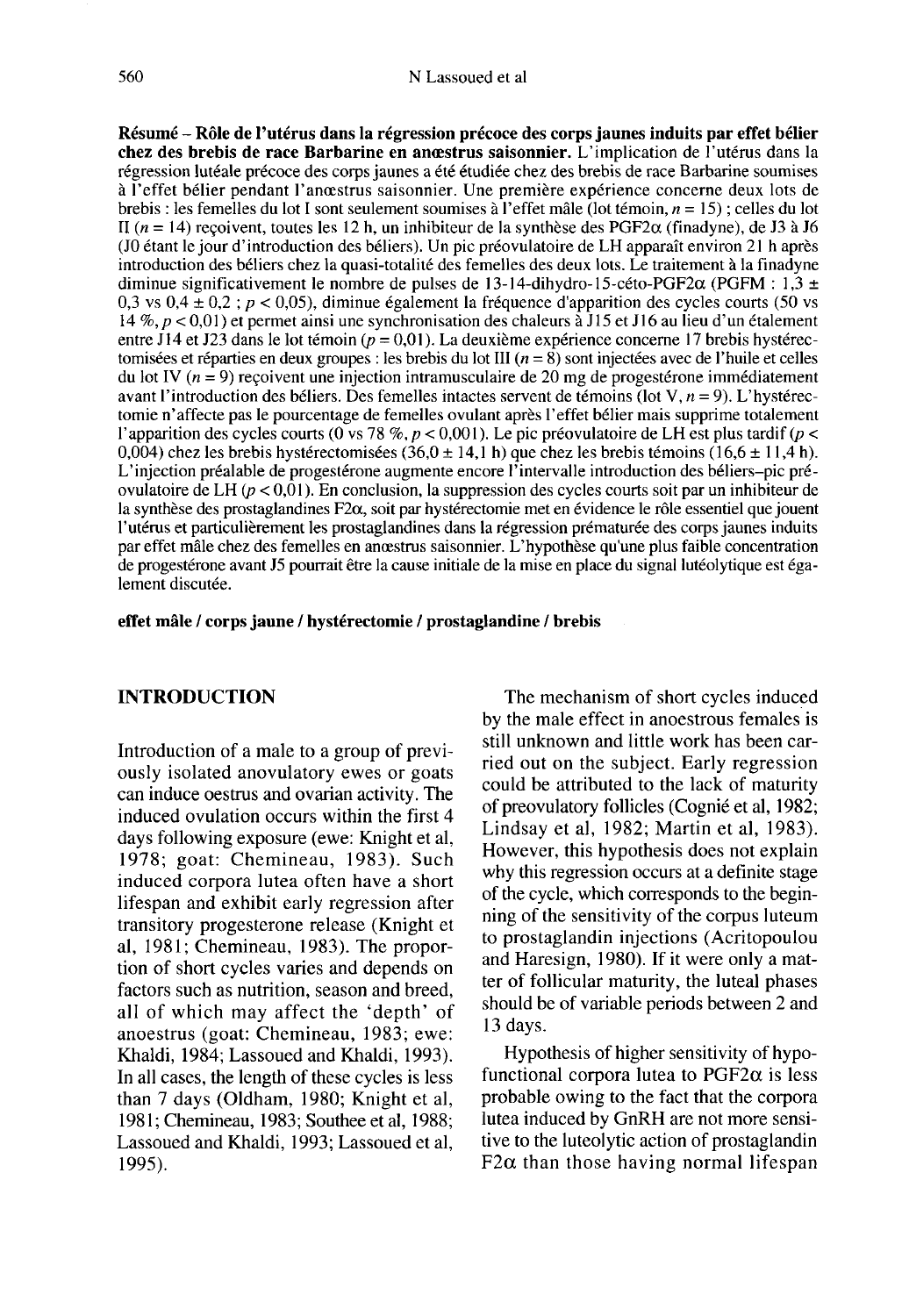**Résumé – Rôle de l'utérus dans la régression précoce des corps jaunes induits par effet bélier chez des brebis de race Barbarine en anœstrus saisonnier.** L'implication de l'utérus dans la régression lutéale précoce des corps jaunes a été étudiée chez des brebis de race Barbarine soumises à l'effet bélier pendant l'anœstrus saisonnier. Une première expérience concerne deux lots de brebis : les femelles du lot I sont seulement soumises à l'effet mâle (lot témoin, $n = 15$) ; celles du lot II ($n = 14$) reçoivent, toutes les 12 h, un inhibiteur de la synthèse des PGF2$\alpha$ (finadyne), de J3 à J6 (J0 étant le jour d'introduction des béliers). Un pic préovulatoire de LH apparaît environ 21 h après introduction des béliers chez la quasi-totalité des femelles des deux lots. Le traitement à la finadyne diminue significativement le nombre de pulses de 13-14-dihydro-15-céto-PGF2$\alpha$ (PGFM : $1,3 \pm 0,3$ vs $0,4 \pm 0,2$ ; $p < 0,05$), diminue également la fréquence d'apparition des cycles courts (50 vs 14 %, $p < 0,01$) et permet ainsi une synchronisation des chaleurs à J15 et J16 au lieu d'un étalement entre J14 et J23 dans le lot témoin ($p = 0,01$). La deuxième expérience concerne 17 brebis hystérectomisées et réparties en deux groupes : les brebis du lot III ($n = 8$) sont injectées avec de l'huile et celles du lot IV ($n = 9$) reçoivent une injection intramusculaire de 20 mg de progestérone immédiatement avant l'introduction des béliers. Des femelles intactes servent de témoins (lot V, $n = 9$). L'hystérectomie n'affecte pas le pourcentage de femelles ovulant après l'effet bélier mais supprime totalement l'apparition des cycles courts (0 vs 78 %, $p < 0,001$). Le pic préovulatoire de LH est plus tardif ($p < 0,004$) chez les brebis hystérectomisées ($36,0 \pm 14,1$ h) que chez les brebis témoins ($16,6 \pm 11,4$ h). L'injection préalable de progestérone augmente encore l'intervalle introduction des béliers–pic préovulatoire de LH ($p < 0,01$). En conclusion, la suppression des cycles courts soit par un inhibiteur de la synthèse des prostaglandines F2$\alpha$, soit par hystérectomie met en évidence le rôle essentiel que jouent l'utérus et particulièrement les prostaglandines dans la régression prématurée des corps jaunes induits par effet mâle chez des femelles en anœstrus saisonnier. L'hypothèse qu'une plus faible concentration de progestérone avant J5 pourrait être la cause initiale de la mise en place du signal lutéolytique est également discutée.

**effet mâle / corps jaune / hystérectomie / prostaglandine / brebis**

## INTRODUCTION

Introduction of a male to a group of previously isolated anovulatory ewes or goats can induce oestrus and ovarian activity. The induced ovulation occurs within the first 4 days following exposure (ewe: Knight et al, 1978; goat: Chemineau, 1983). Such induced corpora lutea often have a short lifespan and exhibit early regression after transitory progesterone release (Knight et al, 1981; Chemineau, 1983). The proportion of short cycles varies and depends on factors such as nutrition, season and breed, all of which may affect the 'depth' of anoestrus (goat: Chemineau, 1983; ewe: Khaldi, 1984; Lassoued and Khaldi, 1993). In all cases, the length of these cycles is less than 7 days (Oldham, 1980; Knight et al, 1981; Chemineau, 1983; Southee et al, 1988; Lassoued and Khaldi, 1993; Lassoued et al, 1995).

The mechanism of short cycles induced by the male effect in anoestrous females is still unknown and little work has been carried out on the subject. Early regression could be attributed to the lack of maturity of preovulatory follicles (Cognié et al, 1982; Lindsay et al, 1982; Martin et al, 1983). However, this hypothesis does not explain why this regression occurs at a definite stage of the cycle, which corresponds to the beginning of the sensitivity of the corpus luteum to prostaglandin injections (Acritopoulou and Haresign, 1980). If it were only a matter of follicular maturity, the luteal phases should be of variable periods between 2 and 13 days.

Hypothesis of higher sensitivity of hypofunctional corpora lutea to PGF2$\alpha$ is less probable owing to the fact that the corpora lutea induced by GnRH are not more sensitive to the luteolytic action of prostaglandin F2$\alpha$ than those having normal lifespan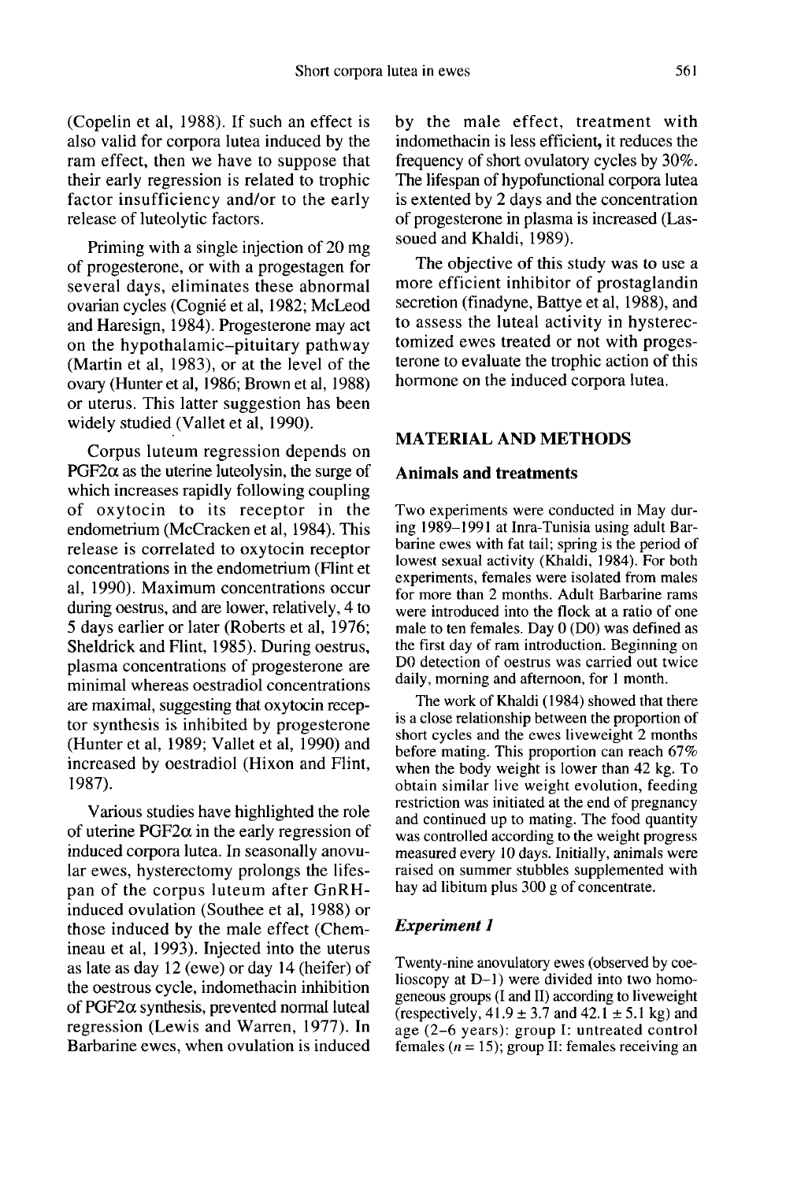(Copelin et al, 1988). If such an effect is also valid for corpora lutea induced by the ram effect, then we have to suppose that their early regression is related to trophic factor insufficiency and/or to the early release of luteolytic factors.

Priming with a single injection of 20 mg of progesterone, or with a progestagen for several days, eliminates these abnormal ovarian cycles (Cognié et al, 1982; McLeod and Haresign, 1984). Progesterone may act on the hypothalamic–pituitary pathway (Martin et al, 1983), or at the level of the ovary (Hunter et al, 1986; Brown et al, 1988) or uterus. This latter suggestion has been widely studied (Vallet et al, 1990).

Corpus luteum regression depends on PGF2$\alpha$ as the uterine luteolysin, the surge of which increases rapidly following coupling of oxytocin to its receptor in the endometrium (McCracken et al, 1984). This release is correlated to oxytocin receptor concentrations in the endometrium (Flint et al, 1990). Maximum concentrations occur during oestrus, and are lower, relatively, 4 to 5 days earlier or later (Roberts et al, 1976; Sheldrick and Flint, 1985). During oestrus, plasma concentrations of progesterone are minimal whereas oestradiol concentrations are maximal, suggesting that oxytocin receptor synthesis is inhibited by progesterone (Hunter et al, 1989; Vallet et al, 1990) and increased by oestradiol (Hixon and Flint, 1987).

Various studies have highlighted the role of uterine PGF2$\alpha$ in the early regression of induced corpora lutea. In seasonally anovular ewes, hysterectomy prolongs the lifespan of the corpus luteum after GnRH-induced ovulation (Southee et al, 1988) or those induced by the male effect (Chemineau et al, 1993). Injected into the uterus as late as day 12 (ewe) or day 14 (heifer) of the oestrous cycle, indomethacin inhibition of PGF2$\alpha$ synthesis, prevented normal luteal regression (Lewis and Warren, 1977). In Barbarine ewes, when ovulation is induced by the male effect, treatment with indomethacin is less efficient, it reduces the frequency of short ovulatory cycles by 30%. The lifespan of hypofunctional corpora lutea is extented by 2 days and the concentration of progesterone in plasma is increased (Lassoued and Khaldi, 1989).

The objective of this study was to use a more efficient inhibitor of prostaglandin secretion (finadyne, Battye et al, 1988), and to assess the luteal activity in hysterectomized ewes treated or not with progesterone to evaluate the trophic action of this hormone on the induced corpora lutea.

## MATERIAL AND METHODS

### Animals and treatments

Two experiments were conducted in May during 1989–1991 at Inra-Tunisia using adult Barbarine ewes with fat tail; spring is the period of lowest sexual activity (Khaldi, 1984). For both experiments, females were isolated from males for more than 2 months. Adult Barbarine rams were introduced into the flock at a ratio of one male to ten females. Day 0 (D0) was defined as the first day of ram introduction. Beginning on D0 detection of oestrus was carried out twice daily, morning and afternoon, for 1 month.

The work of Khaldi (1984) showed that there is a close relationship between the proportion of short cycles and the ewes liveweight 2 months before mating. This proportion can reach 67% when the body weight is lower than 42 kg. To obtain similar live weight evolution, feeding restriction was initiated at the end of pregnancy and continued up to mating. The food quantity was controlled according to the weight progress measured every 10 days. Initially, animals were raised on summer stubbles supplemented with hay ad libitum plus 300 g of concentrate.

### *Experiment 1*

Twenty-nine anovulatory ewes (observed by coelioscopy at D–1) were divided into two homogeneous groups (I and II) according to liveweight (respectively, 41.9 ± 3.7 and 42.1 ± 5.1 kg) and age (2–6 years): group I: untreated control females ($n$ = 15); group II: females receiving an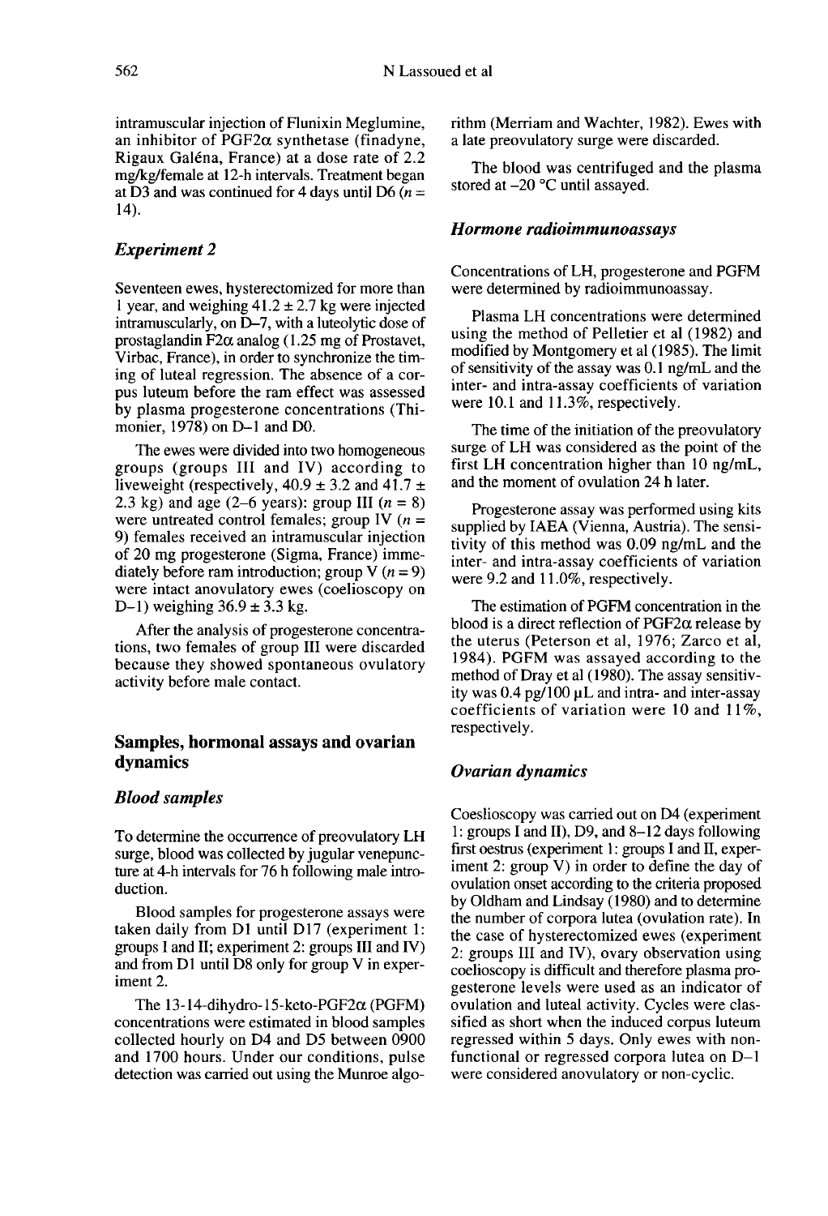intramuscular injection of Flunixin Meglumine, an inhibitor of PGF2α synthetase (finadyne, Rigaux Galéna, France) at a dose rate of 2.2 mg/kg/female at 12-h intervals. Treatment began at D3 and was continued for 4 days until D6 ($n$ = 14).

### *Experiment 2*

Seventeen ewes, hysterectomized for more than 1 year, and weighing 41.2 ± 2.7 kg were injected intramuscularly, on D–7, with a luteolytic dose of prostaglandin F2α analog (1.25 mg of Prostavet, Virbac, France), in order to synchronize the timing of luteal regression. The absence of a corpus luteum before the ram effect was assessed by plasma progesterone concentrations (Thimonier, 1978) on D–1 and D0.

The ewes were divided into two homogeneous groups (groups III and IV) according to liveweight (respectively, 40.9 ± 3.2 and 41.7 ± 2.3 kg) and age (2–6 years): group III ($n$ = 8) were untreated control females; group IV ($n$ = 9) females received an intramuscular injection of 20 mg progesterone (Sigma, France) immediately before ram introduction; group V ($n$ = 9) were intact anovulatory ewes (coelioscopy on D–1) weighing 36.9 ± 3.3 kg.

After the analysis of progesterone concentrations, two females of group III were discarded because they showed spontaneous ovulatory activity before male contact.

## Samples, hormonal assays and ovarian dynamics

### *Blood samples*

To determine the occurrence of preovulatory LH surge, blood was collected by jugular venepuncture at 4-h intervals for 76 h following male introduction.

Blood samples for progesterone assays were taken daily from D1 until D17 (experiment 1: groups I and II; experiment 2: groups III and IV) and from D1 until D8 only for group V in experiment 2.

The 13-14-dihydro-15-keto-PGF2α (PGFM) concentrations were estimated in blood samples collected hourly on D4 and D5 between 0900 and 1700 hours. Under our conditions, pulse detection was carried out using the Munroe algorithm (Merriam and Wachter, 1982). Ewes with a late preovulatory surge were discarded.

The blood was centrifuged and the plasma stored at –20 °C until assayed.

### *Hormone radioimmunoassays*

Concentrations of LH, progesterone and PGFM were determined by radioimmunoassay.

Plasma LH concentrations were determined using the method of Pelletier et al (1982) and modified by Montgomery et al (1985). The limit of sensitivity of the assay was 0.1 ng/mL and the inter- and intra-assay coefficients of variation were 10.1 and 11.3%, respectively.

The time of the initiation of the preovulatory surge of LH was considered as the point of the first LH concentration higher than 10 ng/mL, and the moment of ovulation 24 h later.

Progesterone assay was performed using kits supplied by IAEA (Vienna, Austria). The sensitivity of this method was 0.09 ng/mL and the inter- and intra-assay coefficients of variation were 9.2 and 11.0%, respectively.

The estimation of PGFM concentration in the blood is a direct reflection of PGF2α release by the uterus (Peterson et al, 1976; Zarco et al, 1984). PGFM was assayed according to the method of Dray et al (1980). The assay sensitivity was 0.4 pg/100 μL and intra- and inter-assay coefficients of variation were 10 and 11%, respectively.

### *Ovarian dynamics*

Coeslioscopy was carried out on D4 (experiment 1: groups I and II), D9, and 8–12 days following first oestrus (experiment 1: groups I and II, experiment 2: group V) in order to define the day of ovulation onset according to the criteria proposed by Oldham and Lindsay (1980) and to determine the number of corpora lutea (ovulation rate). In the case of hysterectomized ewes (experiment 2: groups III and IV), ovary observation using coelioscopy is difficult and therefore plasma progesterone levels were used as an indicator of ovulation and luteal activity. Cycles were classified as short when the induced corpus luteum regressed within 5 days. Only ewes with non-functional or regressed corpora lutea on D–1 were considered anovulatory or non-cyclic.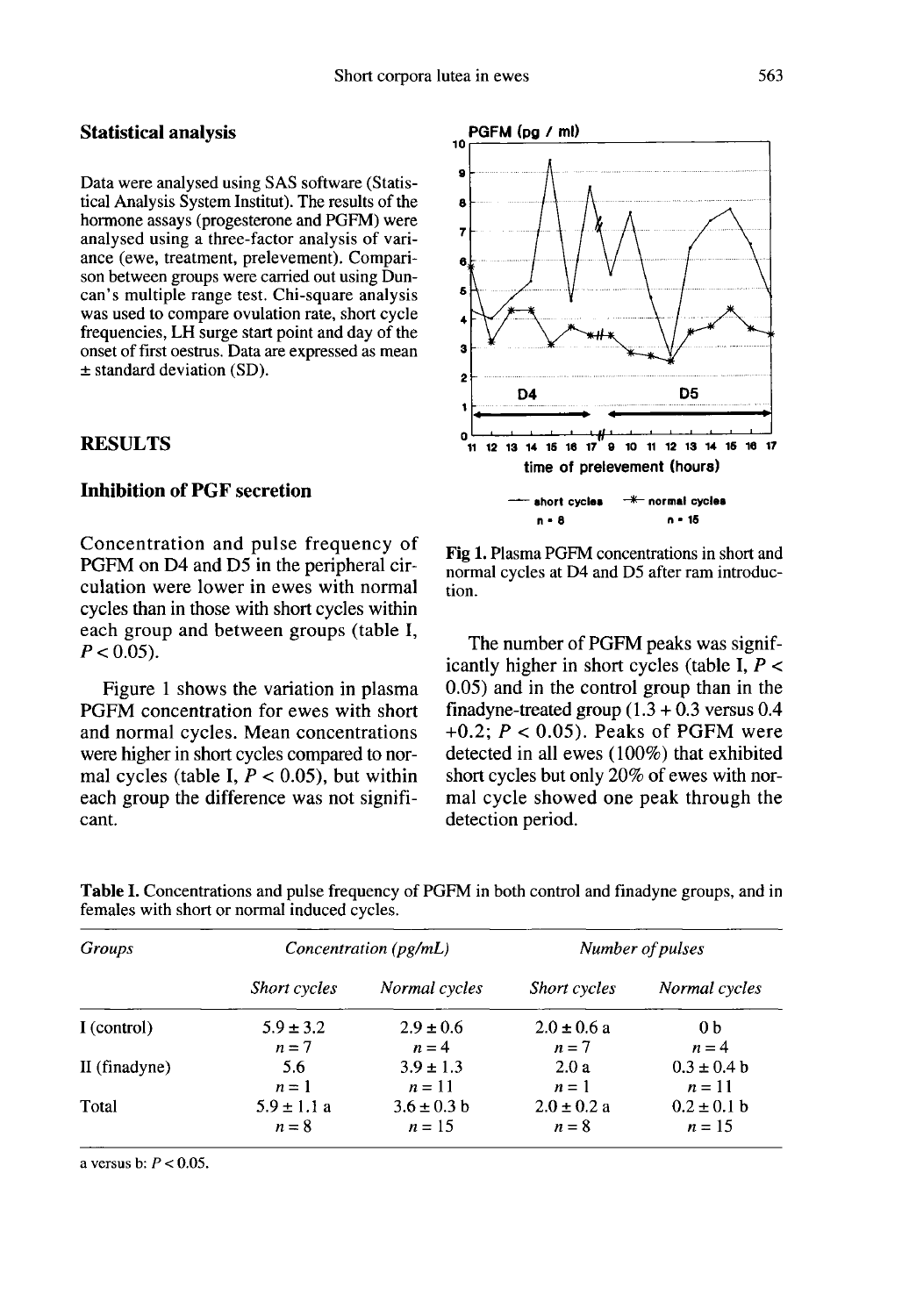## Statistical analysis

Data were analysed using SAS software (Statistical Analysis System Institut). The results of the hormone assays (progesterone and PGFM) were analysed using a three-factor analysis of variance (ewe, treatment, prelevement). Comparison between groups were carried out using Duncan's multiple range test. Chi-square analysis was used to compare ovulation rate, short cycle frequencies, LH surge start point and day of the onset of first oestrus. Data are expressed as mean ± standard deviation (SD).

## RESULTS

### Inhibition of PGF secretion

Concentration and pulse frequency of PGFM on D4 and D5 in the peripheral circulation were lower in ewes with normal cycles than in those with short cycles within each group and between groups (table I, $P < 0.05$).

Figure 1 shows the variation in plasma PGFM concentration for ewes with short and normal cycles. Mean concentrations were higher in short cycles compared to normal cycles (table I, $P < 0.05$), but within each group the difference was not significant.

Fig 1. Plasma PGFM concentrations in short and normal cycles at D4 and D5 after ram introduction.

The number of PGFM peaks was significantly higher in short cycles (table I, $P < 0.05$) and in the control group than in the finadyne-treated group (1.3 + 0.3 versus 0.4 +0.2; $P < 0.05$). Peaks of PGFM were detected in all ewes (100%) that exhibited short cycles but only 20% of ewes with normal cycle showed one peak through the detection period.

Table I. Concentrations and pulse frequency of PGFM in both control and finadyne groups, and in females with short or normal induced cycles.

| *Groups* | *Concentration (pg/mL)* | | *Number of pulses* | |
|---|---|---|---|---|
| | *Short cycles* | *Normal cycles* | *Short cycles* | *Normal cycles* |
| I (control) | 5.9 ± 3.2<br>$n = 7$ | 2.9 ± 0.6<br>$n = 4$ | 2.0 ± 0.6 a<br>$n = 7$ | 0 b<br>$n = 4$ |
| II (finadyne) | 5.6<br>$n = 1$ | 3.9 ± 1.3<br>$n = 11$ | 2.0 a<br>$n = 1$ | 0.3 ± 0.4 b<br>$n = 11$ |
| Total | 5.9 ± 1.1 a<br>$n = 8$ | 3.6 ± 0.3 b<br>$n = 15$ | 2.0 ± 0.2 a<br>$n = 8$ | 0.2 ± 0.1 b<br>$n = 15$ |

a versus b: $P < 0.05$.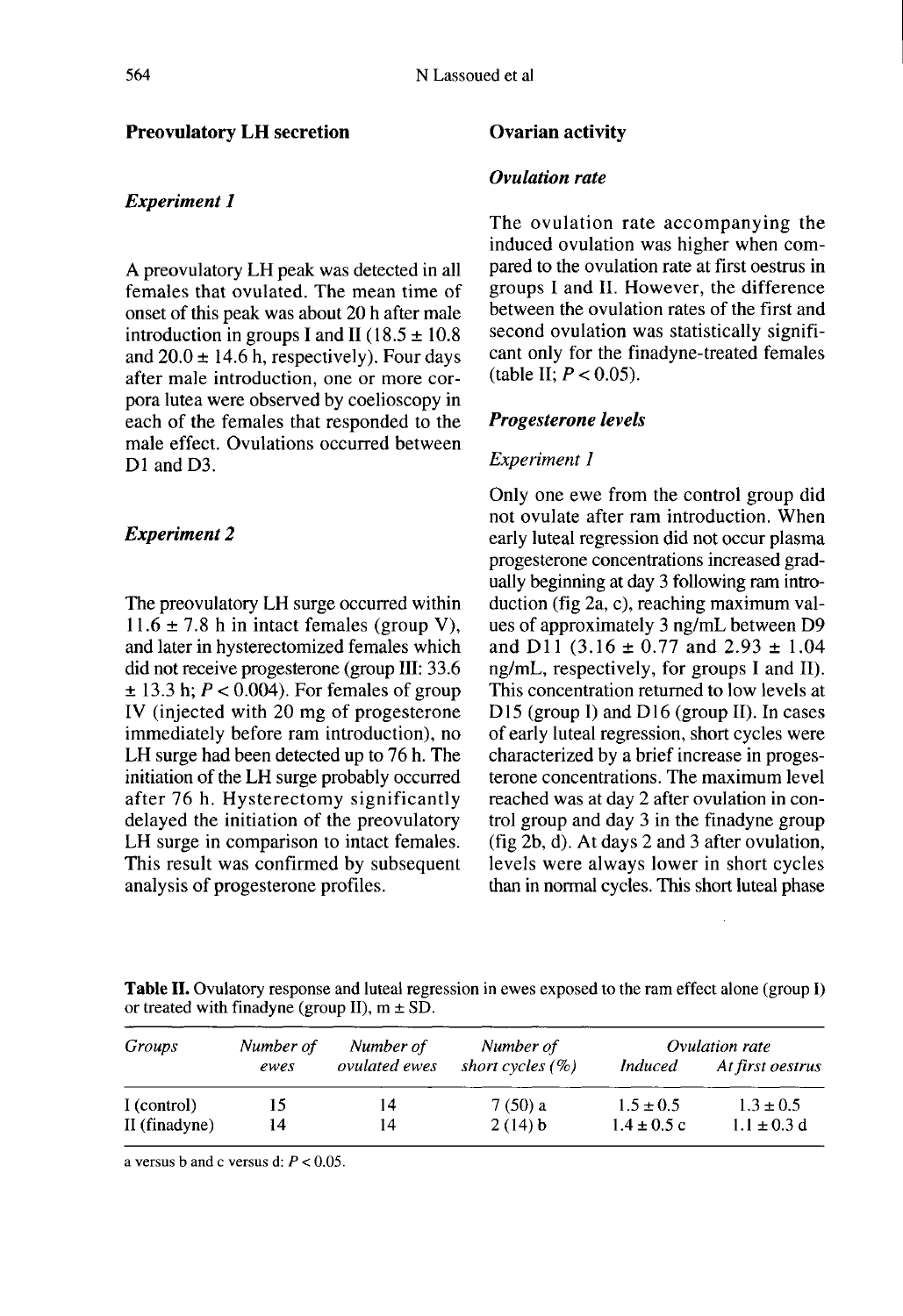## Preovulatory LH secretion

### *Experiment 1*

A preovulatory LH peak was detected in all females that ovulated. The mean time of onset of this peak was about 20 h after male introduction in groups I and II (18.5 ± 10.8 and 20.0 ± 14.6 h, respectively). Four days after male introduction, one or more corpora lutea were observed by coelioscopy in each of the females that responded to the male effect. Ovulations occurred between D1 and D3.

### *Experiment 2*

The preovulatory LH surge occurred within 11.6 ± 7.8 h in intact females (group V), and later in hysterectomized females which did not receive progesterone (group III: 33.6 ± 13.3 h; $P < 0.004$). For females of group IV (injected with 20 mg of progesterone immediately before ram introduction), no LH surge had been detected up to 76 h. The initiation of the LH surge probably occurred after 76 h. Hysterectomy significantly delayed the initiation of the preovulatory LH surge in comparison to intact females. This result was confirmed by subsequent analysis of progesterone profiles.

## Ovarian activity

### *Ovulation rate*

The ovulation rate accompanying the induced ovulation was higher when compared to the ovulation rate at first oestrus in groups I and II. However, the difference between the ovulation rates of the first and second ovulation was statistically significant only for the finadyne-treated females (table II; $P < 0.05$).

### *Progesterone levels*

*Experiment 1*

Only one ewe from the control group did not ovulate after ram introduction. When early luteal regression did not occur plasma progesterone concentrations increased gradually beginning at day 3 following ram introduction (fig 2a, c), reaching maximum values of approximately 3 ng/mL between D9 and D11 (3.16 ± 0.77 and 2.93 ± 1.04 ng/mL, respectively, for groups I and II). This concentration returned to low levels at D15 (group I) and D16 (group II). In cases of early luteal regression, short cycles were characterized by a brief increase in progesterone concentrations. The maximum level reached was at day 2 after ovulation in control group and day 3 in the finadyne group (fig 2b, d). At days 2 and 3 after ovulation, levels were always lower in short cycles than in normal cycles. This short luteal phase

**Table II.** Ovulatory response and luteal regression in ewes exposed to the ram effect alone (group I) or treated with finadyne (group II), m ± SD.

| *Groups* | *Number of ewes* | *Number of ovulated ewes* | *Number of short cycles (%)* | *Ovulation rate* | |
|---|---|---|---|---|---|
| | | | | *Induced* | *At first oestrus* |
| I (control) | 15 | 14 | 7 (50) a | 1.5 ± 0.5 | 1.3 ± 0.5 |
| II (finadyne) | 14 | 14 | 2 (14) b | 1.4 ± 0.5 c | 1.1 ± 0.3 d |

a versus b and c versus d: $P < 0.05$.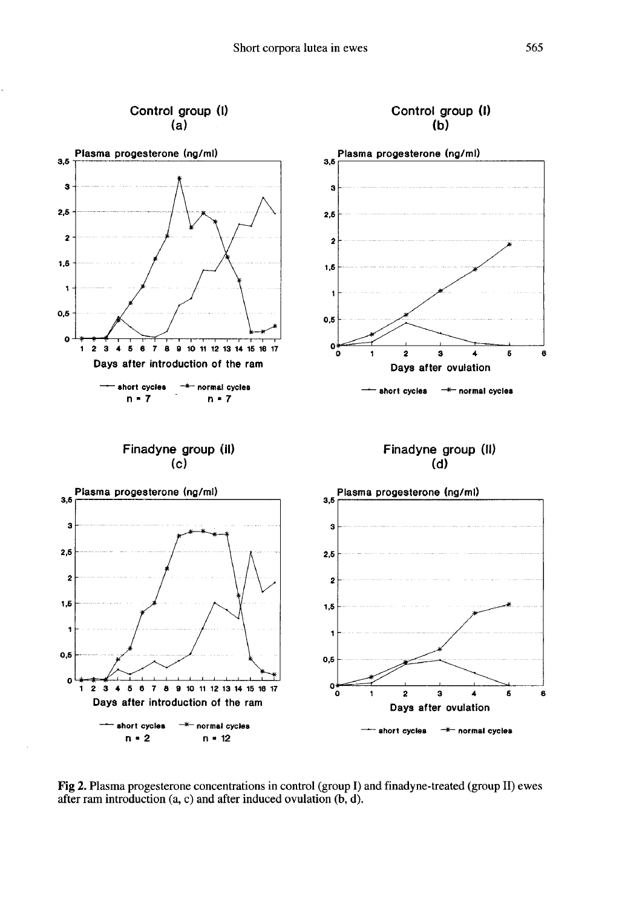Fig 2. Plasma progesterone concentrations in control (group I) and finadyne-treated (group II) ewes after ram introduction (a, c) and after induced ovulation (b, d).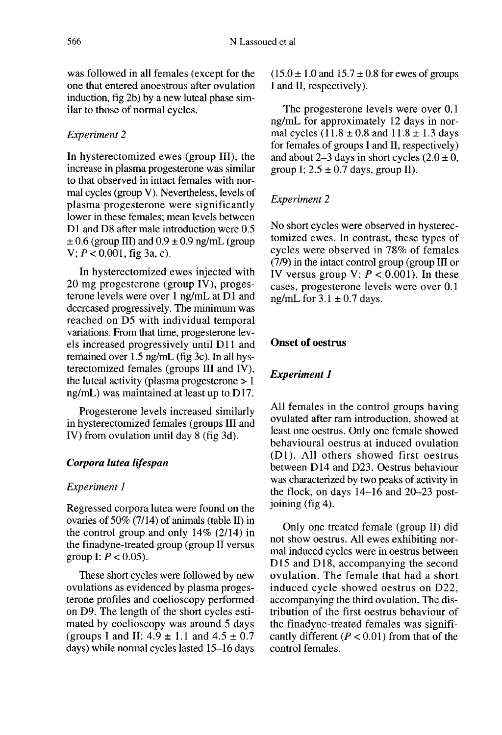was followed in all females (except for the one that entered anoestrous after ovulation induction, fig 2b) by a new luteal phase similar to those of normal cycles.

*Experiment 2*

In hysterectomized ewes (group III), the increase in plasma progesterone was similar to that observed in intact females with normal cycles (group V). Nevertheless, levels of plasma progesterone were significantly lower in these females; mean levels between D1 and D8 after male introduction were 0.5 ± 0.6 (group III) and 0.9 ± 0.9 ng/mL (group V; $P < 0.001$, fig 3a, c).

In hysterectomized ewes injected with 20 mg progesterone (group IV), progesterone levels were over 1 ng/mL at D1 and decreased progressively. The minimum was reached on D5 with individual temporal variations. From that time, progesterone levels increased progressively until D11 and remained over 1.5 ng/mL (fig 3c). In all hysterectomized females (groups III and IV), the luteal activity (plasma progesterone > 1 ng/mL) was maintained at least up to D17.

Progesterone levels increased similarly in hysterectomized females (groups III and IV) from ovulation until day 8 (fig 3d).

### *Corpora lutea lifespan*

*Experiment 1*

Regressed corpora lutea were found on the ovaries of 50% (7/14) of animals (table II) in the control group and only 14% (2/14) in the finadyne-treated group (group II versus group I: $P < 0.05$).

These short cycles were followed by new ovulations as evidenced by plasma progesterone profiles and coelioscopy performed on D9. The length of the short cycles estimated by coelioscopy was around 5 days (groups I and II: 4.9 ± 1.1 and 4.5 ± 0.7 days) while normal cycles lasted 15–16 days (15.0 ± 1.0 and 15.7 ± 0.8 for ewes of groups I and II, respectively).

The progesterone levels were over 0.1 ng/mL for approximately 12 days in normal cycles (11.8 ± 0.8 and 11.8 ± 1.3 days for females of groups I and II, respectively) and about 2–3 days in short cycles (2.0 ± 0, group I; 2.5 ± 0.7 days, group II).

*Experiment 2*

No short cycles were observed in hysterectomized ewes. In contrast, these types of cycles were observed in 78% of females (7/9) in the intact control group (group III or IV versus group V: $P < 0.001$). In these cases, progesterone levels were over 0.1 ng/mL for 3.1 ± 0.7 days.

## Onset of oestrus

### *Experiment 1*

All females in the control groups having ovulated after ram introduction, showed at least one oestrus. Only one female showed behavioural oestrus at induced ovulation (D1). All others showed first oestrus between D14 and D23. Oestrus behaviour was characterized by two peaks of activity in the flock, on days 14–16 and 20–23 post-joining (fig 4).

Only one treated female (group II) did not show oestrus. All ewes exhibiting normal induced cycles were in oestrus between D15 and D18, accompanying the second ovulation. The female that had a short induced cycle showed oestrus on D22, accompanying the third ovulation. The distribution of the first oestrus behaviour of the finadyne-treated females was significantly different ($P < 0.01$) from that of the control females.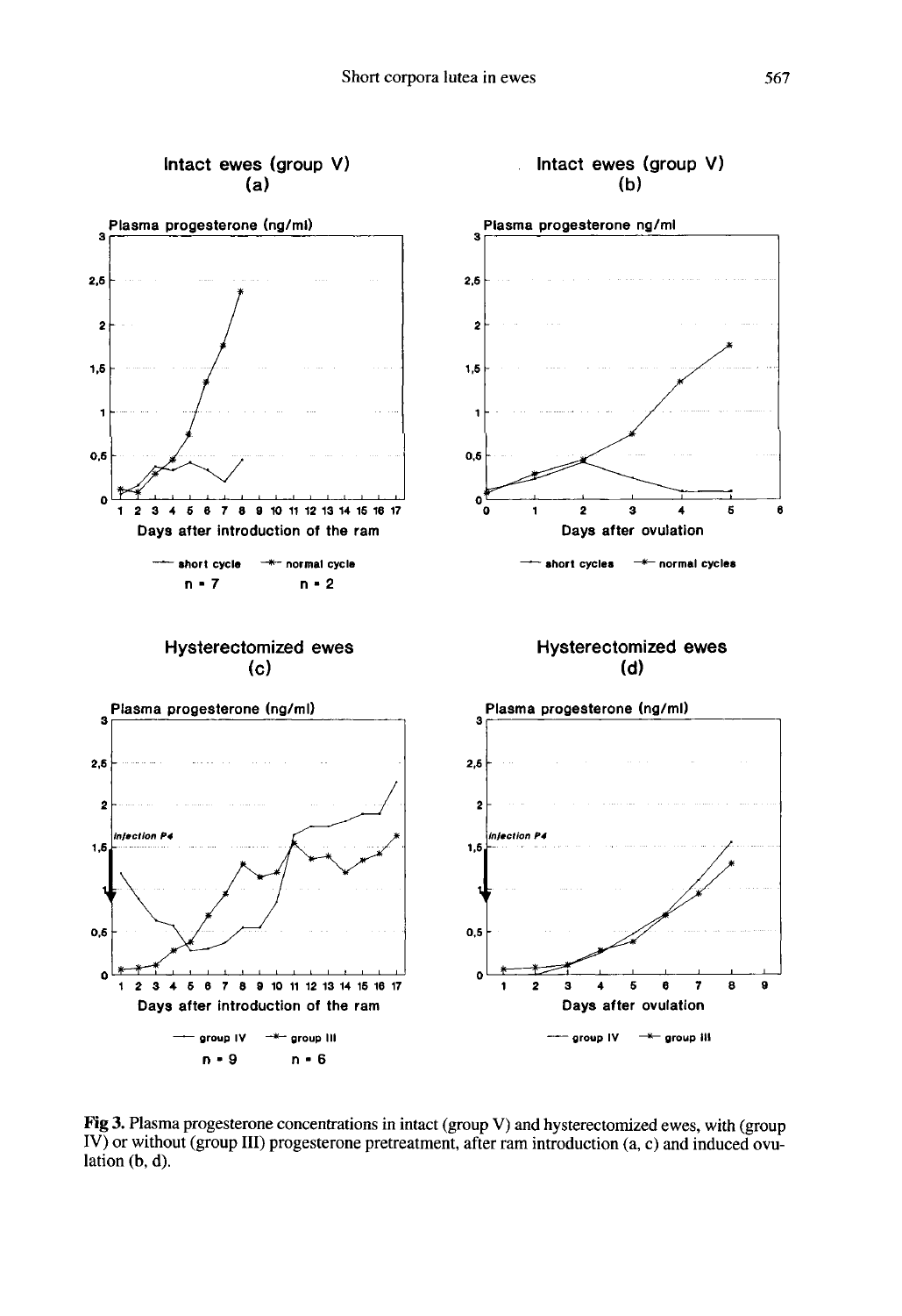**Fig 3.** Plasma progesterone concentrations in intact (group V) and hysterectomized ewes, with (group IV) or without (group III) progesterone pretreatment, after ram introduction (a, c) and induced ovulation (b, d).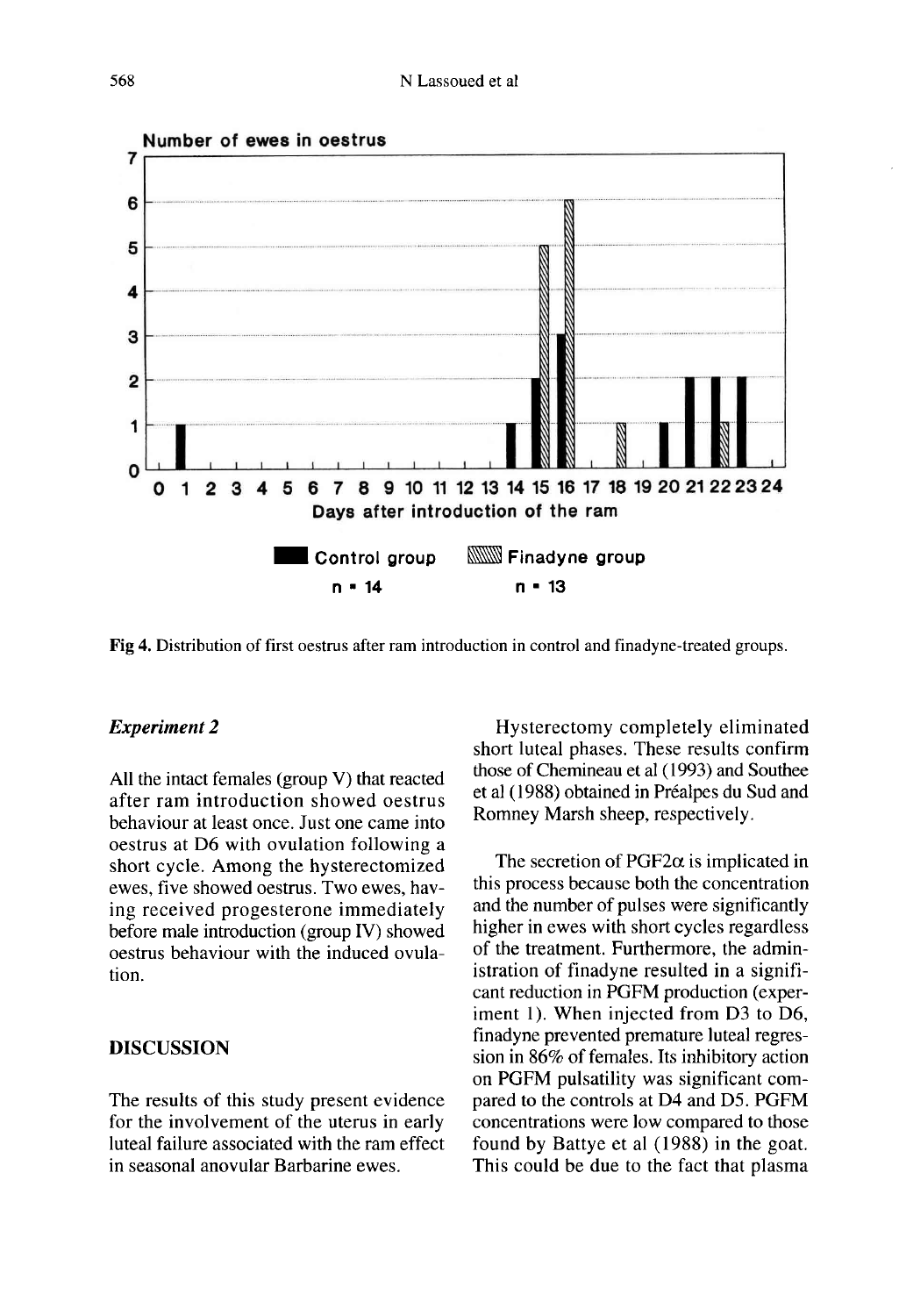Fig 4. Distribution of first oestrus after ram introduction in control and finadyne-treated groups.

### *Experiment 2*

All the intact females (group V) that reacted after ram introduction showed oestrus behaviour at least once. Just one came into oestrus at D6 with ovulation following a short cycle. Among the hysterectomized ewes, five showed oestrus. Two ewes, having received progesterone immediately before male introduction (group IV) showed oestrus behaviour with the induced ovulation.

## DISCUSSION

The results of this study present evidence for the involvement of the uterus in early luteal failure associated with the ram effect in seasonal anovular Barbarine ewes.

Hysterectomy completely eliminated short luteal phases. These results confirm those of Chemineau et al (1993) and Southee et al (1988) obtained in Préalpes du Sud and Romney Marsh sheep, respectively.

The secretion of $PGF2\alpha$ is implicated in this process because both the concentration and the number of pulses were significantly higher in ewes with short cycles regardless of the treatment. Furthermore, the administration of finadyne resulted in a significant reduction in PGFM production (experiment 1). When injected from D3 to D6, finadyne prevented premature luteal regression in 86% of females. Its inhibitory action on PGFM pulsatility was significant compared to the controls at D4 and D5. PGFM concentrations were low compared to those found by Battye et al (1988) in the goat. This could be due to the fact that plasma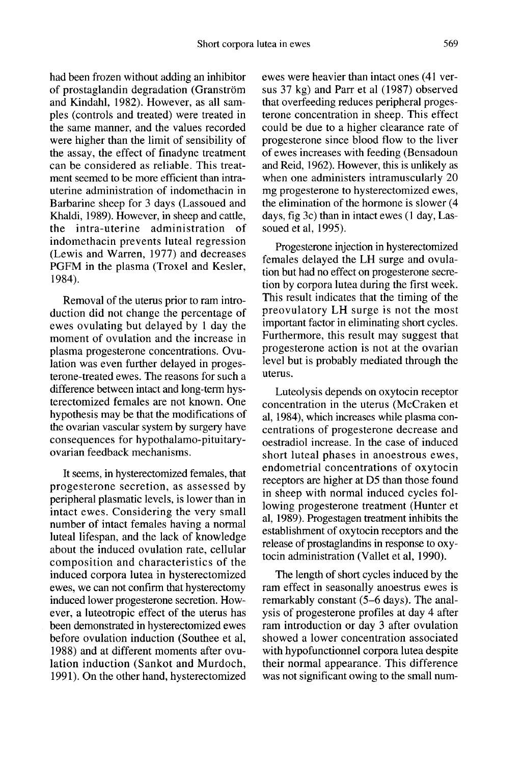had been frozen without adding an inhibitor of prostaglandin degradation (Granström and Kindahl, 1982). However, as all samples (controls and treated) were treated in the same manner, and the values recorded were higher than the limit of sensibility of the assay, the effect of finadyne treatment can be considered as reliable. This treatment seemed to be more efficient than intrauterine administration of indomethacin in Barbarine sheep for 3 days (Lassoued and Khaldi, 1989). However, in sheep and cattle, the intra-uterine administration of indomethacin prevents luteal regression (Lewis and Warren, 1977) and decreases PGFM in the plasma (Troxel and Kesler, 1984).

Removal of the uterus prior to ram introduction did not change the percentage of ewes ovulating but delayed by 1 day the moment of ovulation and the increase in plasma progesterone concentrations. Ovulation was even further delayed in progesterone-treated ewes. The reasons for such a difference between intact and long-term hysterectomized females are not known. One hypothesis may be that the modifications of the ovarian vascular system by surgery have consequences for hypothalamo-pituitary-ovarian feedback mechanisms.

It seems, in hysterectomized females, that progesterone secretion, as assessed by peripheral plasmatic levels, is lower than in intact ewes. Considering the very small number of intact females having a normal luteal lifespan, and the lack of knowledge about the induced ovulation rate, cellular composition and characteristics of the induced corpora lutea in hysterectomized ewes, we can not confirm that hysterectomy induced lower progesterone secretion. However, a luteotropic effect of the uterus has been demonstrated in hysterectomized ewes before ovulation induction (Southee et al, 1988) and at different moments after ovulation induction (Sankot and Murdoch, 1991). On the other hand, hysterectomized ewes were heavier than intact ones (41 versus 37 kg) and Parr et al (1987) observed that overfeeding reduces peripheral progesterone concentration in sheep. This effect could be due to a higher clearance rate of progesterone since blood flow to the liver of ewes increases with feeding (Bensadoun and Reid, 1962). However, this is unlikely as when one administers intramuscularly 20 mg progesterone to hysterectomized ewes, the elimination of the hormone is slower (4 days, fig 3c) than in intact ewes (1 day, Lassoued et al, 1995).

Progesterone injection in hysterectomized females delayed the LH surge and ovulation but had no effect on progesterone secretion by corpora lutea during the first week. This result indicates that the timing of the preovulatory LH surge is not the most important factor in eliminating short cycles. Furthermore, this result may suggest that progesterone action is not at the ovarian level but is probably mediated through the uterus.

Luteolysis depends on oxytocin receptor concentration in the uterus (McCraken et al, 1984), which increases while plasma concentrations of progesterone decrease and oestradiol increase. In the case of induced short luteal phases in anoestrous ewes, endometrial concentrations of oxytocin receptors are higher at D5 than those found in sheep with normal induced cycles following progesterone treatment (Hunter et al, 1989). Progestagen treatment inhibits the establishment of oxytocin receptors and the release of prostaglandins in response to oxytocin administration (Vallet et al, 1990).

The length of short cycles induced by the ram effect in seasonally anoestrus ewes is remarkably constant (5–6 days). The analysis of progesterone profiles at day 4 after ram introduction or day 3 after ovulation showed a lower concentration associated with hypofunctionnel corpora lutea despite their normal appearance. This difference was not significant owing to the small num-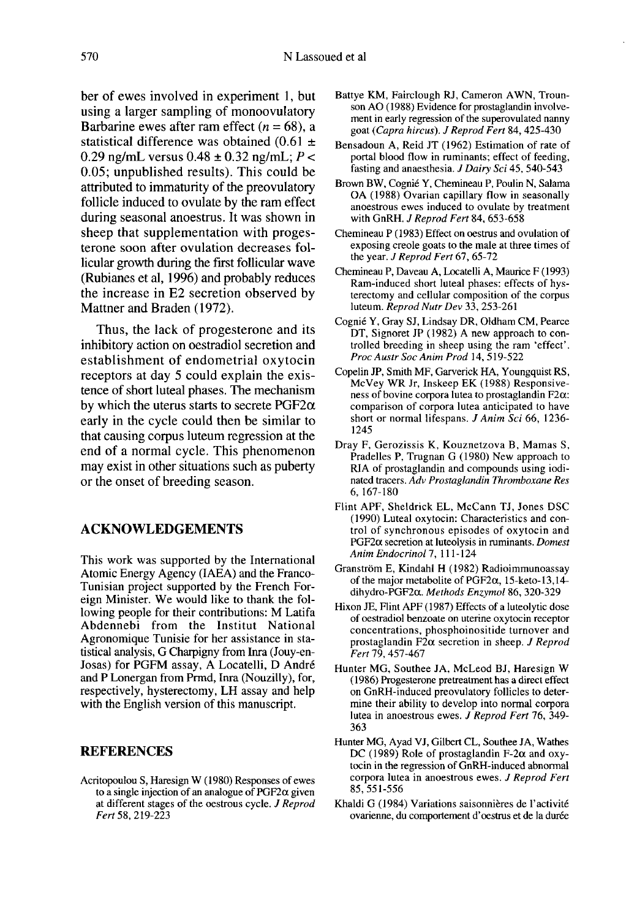ber of ewes involved in experiment 1, but using a larger sampling of monoovulatory Barbarine ewes after ram effect ($n = 68$), a statistical difference was obtained ($0.61 \pm 0.29$ ng/mL versus $0.48 \pm 0.32$ ng/mL; $P < 0.05$; unpublished results). This could be attributed to immaturity of the preovulatory follicle induced to ovulate by the ram effect during seasonal anoestrus. It was shown in sheep that supplementation with progesterone soon after ovulation decreases follicular growth during the first follicular wave (Rubianes et al, 1996) and probably reduces the increase in E2 secretion observed by Mattner and Braden (1972).

Thus, the lack of progesterone and its inhibitory action on oestradiol secretion and establishment of endometrial oxytocin receptors at day 5 could explain the existence of short luteal phases. The mechanism by which the uterus starts to secrete PGF2α early in the cycle could then be similar to that causing corpus luteum regression at the end of a normal cycle. This phenomenon may exist in other situations such as puberty or the onset of breeding season.

## ACKNOWLEDGEMENTS

This work was supported by the International Atomic Energy Agency (IAEA) and the Franco-Tunisian project supported by the French Foreign Minister. We would like to thank the following people for their contributions: M Latifa Abdennebi from the Institut National Agronomique Tunisie for her assistance in statistical analysis, G Charpigny from Inra (Jouy-en-Josas) for PGFM assay, A Locatelli, D André and P Lonergan from Prmd, Inra (Nouzilly), for, respectively, hysterectomy, LH assay and help with the English version of this manuscript.

## REFERENCES

Acritopoulou S, Haresign W (1980) Responses of ewes to a single injection of an analogue of PGF2α given at different stages of the oestrous cycle. *J Reprod Fert* 58, 219-223

Battye KM, Fairclough RJ, Cameron AWN, Trounson AO (1988) Evidence for prostaglandin involvement in early regression of the superovulated nanny goat (*Capra hircus*). *J Reprod Fert* 84, 425-430

Bensadoun A, Reid JT (1962) Estimation of rate of portal blood flow in ruminants; effect of feeding, fasting and anaesthesia. *J Dairy Sci* 45, 540-543

Brown BW, Cognié Y, Chemineau P, Poulin N, Salama OA (1988) Ovarian capillary flow in seasonally anoestrous ewes induced to ovulate by treatment with GnRH. *J Reprod Fert* 84, 653-658

Chemineau P (1983) Effect on oestrus and ovulation of exposing creole goats to the male at three times of the year. *J Reprod Fert* 67, 65-72

Chemineau P, Daveau A, Locatelli A, Maurice F (1993) Ram-induced short luteal phases: effects of hysterectomy and cellular composition of the corpus luteum. *Reprod Nutr Dev* 33, 253-261

Cognié Y, Gray SJ, Lindsay DR, Oldham CM, Pearce DT, Signoret JP (1982) A new approach to controlled breeding in sheep using the ram 'effect'. *Proc Austr Soc Anim Prod* 14, 519-522

Copelin JP, Smith MF, Garverick HA, Youngquist RS, McVey WR Jr, Inskeep EK (1988) Responsiveness of bovine corpora lutea to prostaglandin F2α: comparison of corpora lutea anticipated to have short or normal lifespans. *J Anim Sci* 66, 1236-1245

Dray F, Gerozissis K, Kouznetzova B, Mamas S, Pradelles P, Trugnan G (1980) New approach to RIA of prostaglandin and compounds using iodinated tracers. *Adv Prostaglandin Thromboxane Res* 6, 167-180

Flint APF, Sheldrick EL, McCann TJ, Jones DSC (1990) Luteal oxytocin: Characteristics and control of synchronous episodes of oxytocin and PGF2α secretion at luteolysis in ruminants. *Domest Anim Endocrinol* 7, 111-124

Granström E, Kindahl H (1982) Radioimmunoassay of the major metabolite of PGF2α, 15-keto-13,14-dihydro-PGF2α. *Methods Enzymol* 86, 320-329

Hixon JE, Flint APF (1987) Effects of a luteolytic dose of oestradiol benzoate on uterine oxytocin receptor concentrations, phosphoinositide turnover and prostaglandin F2α secretion in sheep. *J Reprod Fert* 79, 457-467

Hunter MG, Southee JA, McLeod BJ, Haresign W (1986) Progesterone pretreatment has a direct effect on GnRH-induced preovulatory follicles to determine their ability to develop into normal corpora lutea in anoestrous ewes. *J Reprod Fert* 76, 349-363

Hunter MG, Ayad VJ, Gilbert CL, Southee JA, Wathes DC (1989) Role of prostaglandin F-2α and oxytocin in the regression of GnRH-induced abnormal corpora lutea in anoestrous ewes. *J Reprod Fert* 85, 551-556

Khaldi G (1984) Variations saisonnières de l'activité ovarienne, du comportement d'oestrus et de la durée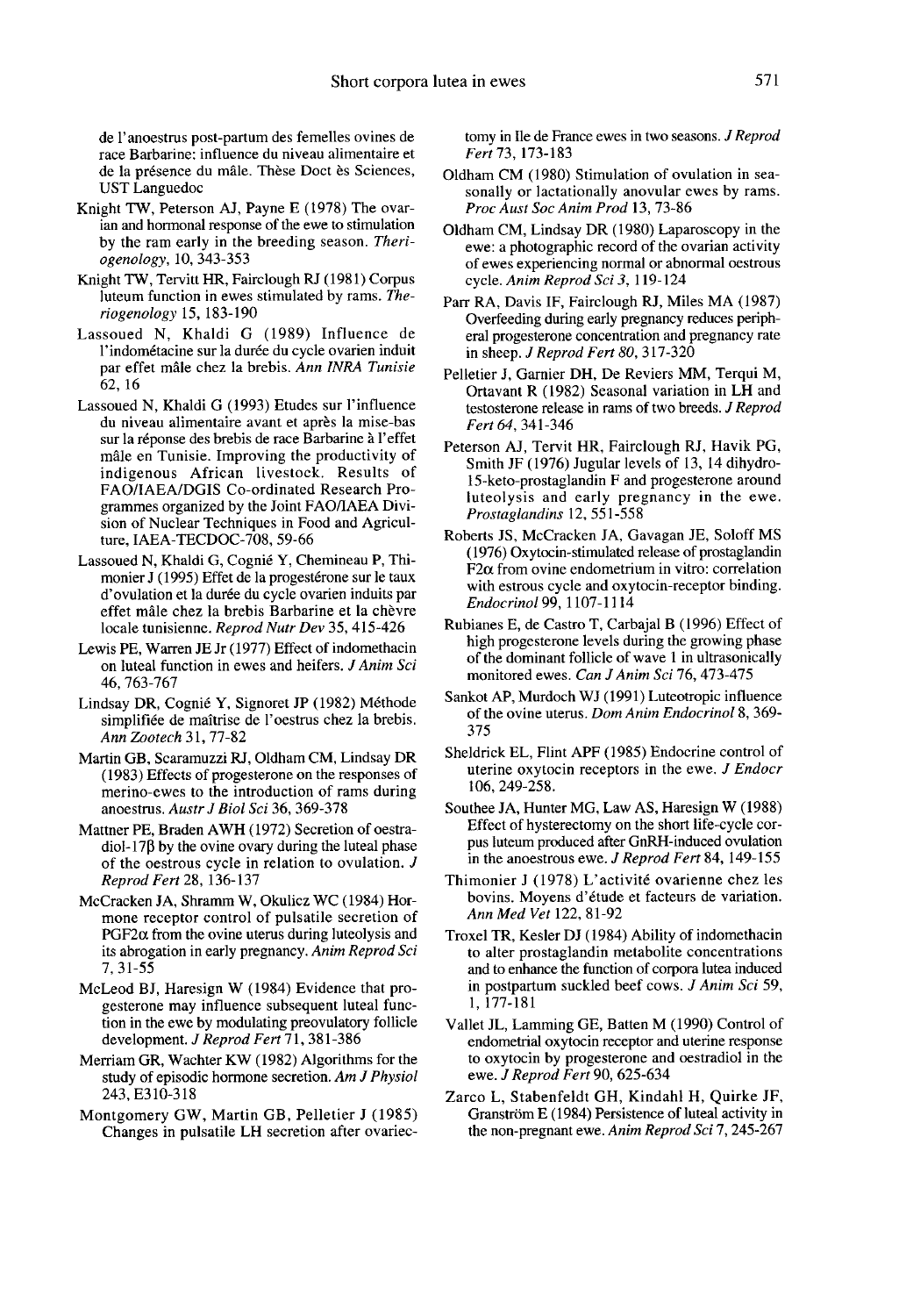de l'anoestrus post-partum des femelles ovines de race Barbarine: influence du niveau alimentaire et de la présence du mâle. Thèse Doct ès Sciences, UST Languedoc

Knight TW, Peterson AJ, Payne E (1978) The ovarian and hormonal response of the ewe to stimulation by the ram early in the breeding season. *Theriogenology*, 10, 343-353

Knight TW, Tervitt HR, Fairclough RJ (1981) Corpus luteum function in ewes stimulated by rams. *Theriogenology* 15, 183-190

Lassoued N, Khaldi G (1989) Influence de l'indométacine sur la durée du cycle ovarien induit par effet mâle chez la brebis. *Ann INRA Tunisie* 62, 16

Lassoued N, Khaldi G (1993) Etudes sur l'influence du niveau alimentaire avant et après la mise-bas sur la réponse des brebis de race Barbarine à l'effet mâle en Tunisie. Improving the productivity of indigenous African livestock. Results of FAO/IAEA/DGIS Co-ordinated Research Programmes organized by the Joint FAO/IAEA Division of Nuclear Techniques in Food and Agriculture, IAEA-TECDOC-708, 59-66

Lassoued N, Khaldi G, Cognié Y, Chemineau P, Thimonier J (1995) Effet de la progestérone sur le taux d'ovulation et la durée du cycle ovarien induits par effet mâle chez la brebis Barbarine et la chèvre locale tunisienne. *Reprod Nutr Dev* 35, 415-426

Lewis PE, Warren JE Jr (1977) Effect of indomethacin on luteal function in ewes and heifers. *J Anim Sci* 46, 763-767

Lindsay DR, Cognié Y, Signoret JP (1982) Méthode simplifiée de maîtrise de l'oestrus chez la brebis. *Ann Zootech* 31, 77-82

Martin GB, Scaramuzzi RJ, Oldham CM, Lindsay DR (1983) Effects of progesterone on the responses of merino-ewes to the introduction of rams during anoestrus. *Austr J Biol Sci* 36, 369-378

Mattner PE, Braden AWH (1972) Secretion of oestradiol-17β by the ovine ovary during the luteal phase of the oestrous cycle in relation to ovulation. *J Reprod Fert* 28, 136-137

McCracken JA, Shramm W, Okulicz WC (1984) Hormone receptor control of pulsatile secretion of PGF2α from the ovine uterus during luteolysis and its abrogation in early pregnancy. *Anim Reprod Sci* 7, 31-55

McLeod BJ, Haresign W (1984) Evidence that progesterone may influence subsequent luteal function in the ewe by modulating preovulatory follicle development. *J Reprod Fert* 71, 381-386

Merriam GR, Wachter KW (1982) Algorithms for the study of episodic hormone secretion. *Am J Physiol* 243, E310-318

Montgomery GW, Martin GB, Pelletier J (1985) Changes in pulsatile LH secretion after ovariectomy in Ile de France ewes in two seasons. *J Reprod Fert* 73, 173-183

Oldham CM (1980) Stimulation of ovulation in seasonally or lactationally anovular ewes by rams. *Proc Aust Soc Anim Prod* 13, 73-86

Oldham CM, Lindsay DR (1980) Laparoscopy in the ewe: a photographic record of the ovarian activity of ewes experiencing normal or abnormal oestrous cycle. *Anim Reprod Sci 3*, 119-124

Parr RA, Davis IF, Fairclough RJ, Miles MA (1987) Overfeeding during early pregnancy reduces peripheral progesterone concentration and pregnancy rate in sheep. *J Reprod Fert 80*, 317-320

Pelletier J, Garnier DH, De Reviers MM, Terqui M, Ortavant R (1982) Seasonal variation in LH and testosterone release in rams of two breeds. *J Reprod Fert 64*, 341-346

Peterson AJ, Tervit HR, Fairclough RJ, Havik PG, Smith JF (1976) Jugular levels of 13, 14 dihydro-15-keto-prostaglandin F and progesterone around luteolysis and early pregnancy in the ewe. *Prostaglandins* 12, 551-558

Roberts JS, McCracken JA, Gavagan JE, Soloff MS (1976) Oxytocin-stimulated release of prostaglandin F2α from ovine endometrium in vitro: correlation with estrous cycle and oxytocin-receptor binding. *Endocrinol* 99, 1107-1114

Rubianes E, de Castro T, Carbajal B (1996) Effect of high progesterone levels during the growing phase of the dominant follicle of wave 1 in ultrasonically monitored ewes. *Can J Anim Sci* 76, 473-475

Sankot AP, Murdoch WJ (1991) Luteotropic influence of the ovine uterus. *Dom Anim Endocrinol* 8, 369-375

Sheldrick EL, Flint APF (1985) Endocrine control of uterine oxytocin receptors in the ewe. *J Endocr* 106, 249-258.

Southee JA, Hunter MG, Law AS, Haresign W (1988) Effect of hysterectomy on the short life-cycle corpus luteum produced after GnRH-induced ovulation in the anoestrous ewe. *J Reprod Fert* 84, 149-155

Thimonier J (1978) L'activité ovarienne chez les bovins. Moyens d'étude et facteurs de variation. *Ann Med Vet* 122, 81-92

Troxel TR, Kesler DJ (1984) Ability of indomethacin to alter prostaglandin metabolite concentrations and to enhance the function of corpora lutea induced in postpartum suckled beef cows. *J Anim Sci* 59, 1, 177-181

Vallet JL, Lamming GE, Batten M (1990) Control of endometrial oxytocin receptor and uterine response to oxytocin by progesterone and oestradiol in the ewe. *J Reprod Fert* 90, 625-634

Zarco L, Stabenfeldt GH, Kindahl H, Quirke JF, Granström E (1984) Persistence of luteal activity in the non-pregnant ewe. *Anim Reprod Sci* 7, 245-267